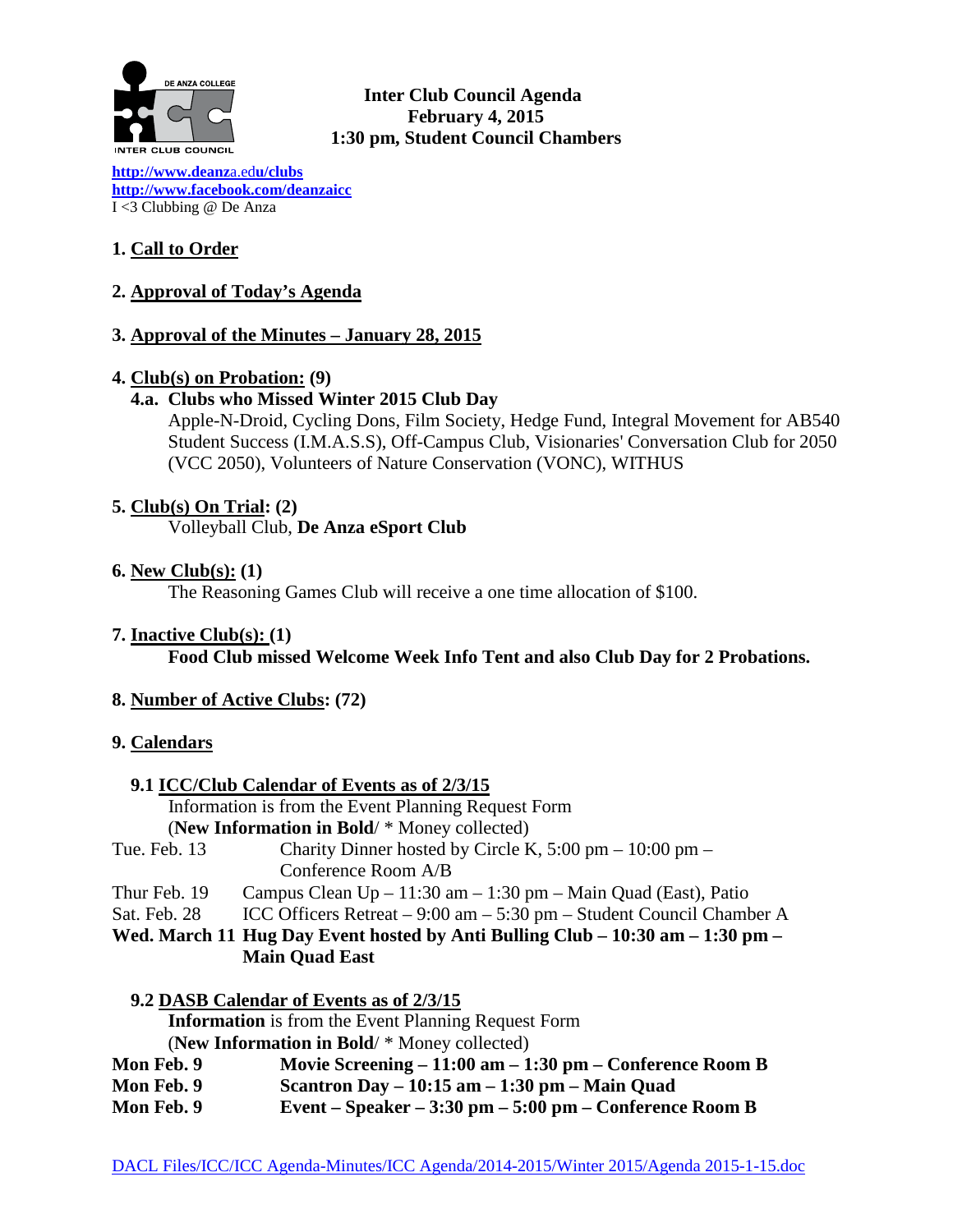**Inter Club Council Agenda**
**February 4, 2015**
**1:30 pm, Student Council Chambers**

[http://www.deanza.edu/clubs](http://www.deanza.edu/clubs)
[http://www.facebook.com/deanzaicc](http://www.facebook.com/deanzaicc)
I <3 Clubbing @ De Anza

**1. Call to Order**

**2. Approval of Today's Agenda**

**3. Approval of the Minutes – January 28, 2015**

**4. Club(s) on Probation: (9)**

**4.a. Clubs who Missed Winter 2015 Club Day**

Apple-N-Droid, Cycling Dons, Film Society, Hedge Fund, Integral Movement for AB540 Student Success (I.M.A.S.S), Off-Campus Club, Visionaries' Conversation Club for 2050 (VCC 2050), Volunteers of Nature Conservation (VONC), WITHUS

**5. Club(s) On Trial: (2)**

Volleyball Club, **De Anza eSport Club**

**6. New Club(s): (1)**

The Reasoning Games Club will receive a one time allocation of $100.

**7. Inactive Club(s): (1)**

**Food Club missed Welcome Week Info Tent and also Club Day for 2 Probations.**

**8. Number of Active Clubs: (72)**

**9. Calendars**

**9.1 ICC/Club Calendar of Events as of 2/3/15**

Information is from the Event Planning Request Form
(**New Information in Bold**/ * Money collected)

Tue. Feb. 13 — Charity Dinner hosted by Circle K, 5:00 pm – 10:00 pm – Conference Room A/B
Thur Feb. 19 — Campus Clean Up – 11:30 am – 1:30 pm – Main Quad (East), Patio
Sat. Feb. 28 — ICC Officers Retreat – 9:00 am – 5:30 pm – Student Council Chamber A
**Wed. March 11 — Hug Day Event hosted by Anti Bulling Club – 10:30 am – 1:30 pm – Main Quad East**

**9.2 DASB Calendar of Events as of 2/3/15**

**Information** is from the Event Planning Request Form
(**New Information in Bold**/ * Money collected)

**Mon Feb. 9 — Movie Screening – 11:00 am – 1:30 pm – Conference Room B**
**Mon Feb. 9 — Scantron Day – 10:15 am – 1:30 pm – Main Quad**
**Mon Feb. 9 — Event – Speaker – 3:30 pm – 5:00 pm – Conference Room B**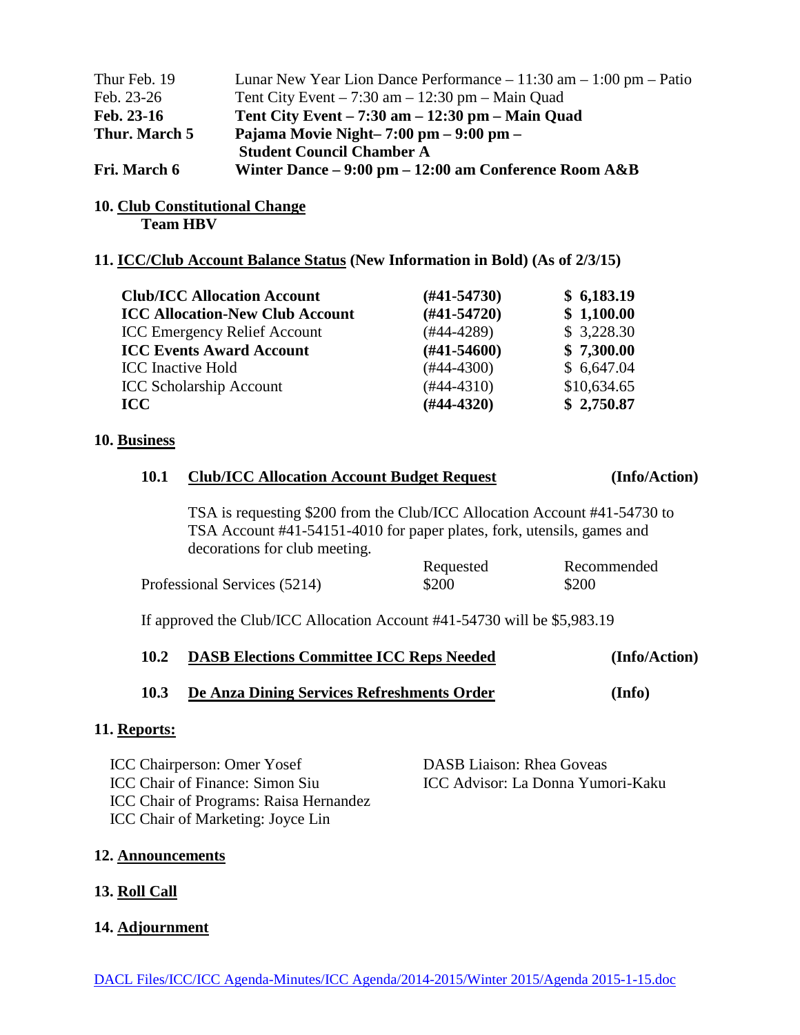| | |
|---|---|
| Thur Feb. 19 | Lunar New Year Lion Dance Performance – 11:30 am – 1:00 pm – Patio |
| Feb. 23-26 | Tent City Event – 7:30 am – 12:30 pm – Main Quad |
| **Feb. 23-16** | **Tent City Event – 7:30 am – 12:30 pm – Main Quad** |
| **Thur. March 5** | **Pajama Movie Night– 7:00 pm – 9:00 pm – Student Council Chamber A** |
| **Fri. March 6** | **Winter Dance – 9:00 pm – 12:00 am Conference Room A&B** |

**10. Club Constitutional Change**
**Team HBV**

**11. ICC/Club Account Balance Status (New Information in Bold) (As of 2/3/15)**

| | | |
|---|---|---|
| **Club/ICC Allocation Account** | **(#41-54730)** | **$ 6,183.19** |
| **ICC Allocation-New Club Account** | **(#41-54720)** | **$ 1,100.00** |
| ICC Emergency Relief Account | (#44-4289) | $ 3,228.30 |
| **ICC Events Award Account** | **(#41-54600)** | **$ 7,300.00** |
| ICC Inactive Hold | (#44-4300) | $ 6,647.04 |
| ICC Scholarship Account | (#44-4310) | $10,634.65 |
| **ICC** | **(#44-4320)** | **$ 2,750.87** |

**10. Business**

**10.1 Club/ICC Allocation Account Budget Request** **(Info/Action)**

TSA is requesting $200 from the Club/ICC Allocation Account #41-54730 to TSA Account #41-54151-4010 for paper plates, fork, utensils, games and decorations for club meeting.

| | Requested | Recommended |
|---|---|---|
| Professional Services (5214) | $200 | $200 |

If approved the Club/ICC Allocation Account #41-54730 will be $5,983.19

**10.2 DASB Elections Committee ICC Reps Needed** **(Info/Action)**

**10.3 De Anza Dining Services Refreshments Order** **(Info)**

**11. Reports:**

ICC Chairperson: Omer Yosef
ICC Chair of Finance: Simon Siu
ICC Chair of Programs: Raisa Hernandez
ICC Chair of Marketing: Joyce Lin
DASB Liaison: Rhea Goveas
ICC Advisor: La Donna Yumori-Kaku

**12. Announcements**

**13. Roll Call**

**14. Adjournment**

DACL Files/ICC/ICC Agenda-Minutes/ICC Agenda/2014-2015/Winter 2015/Agenda 2015-1-15.doc